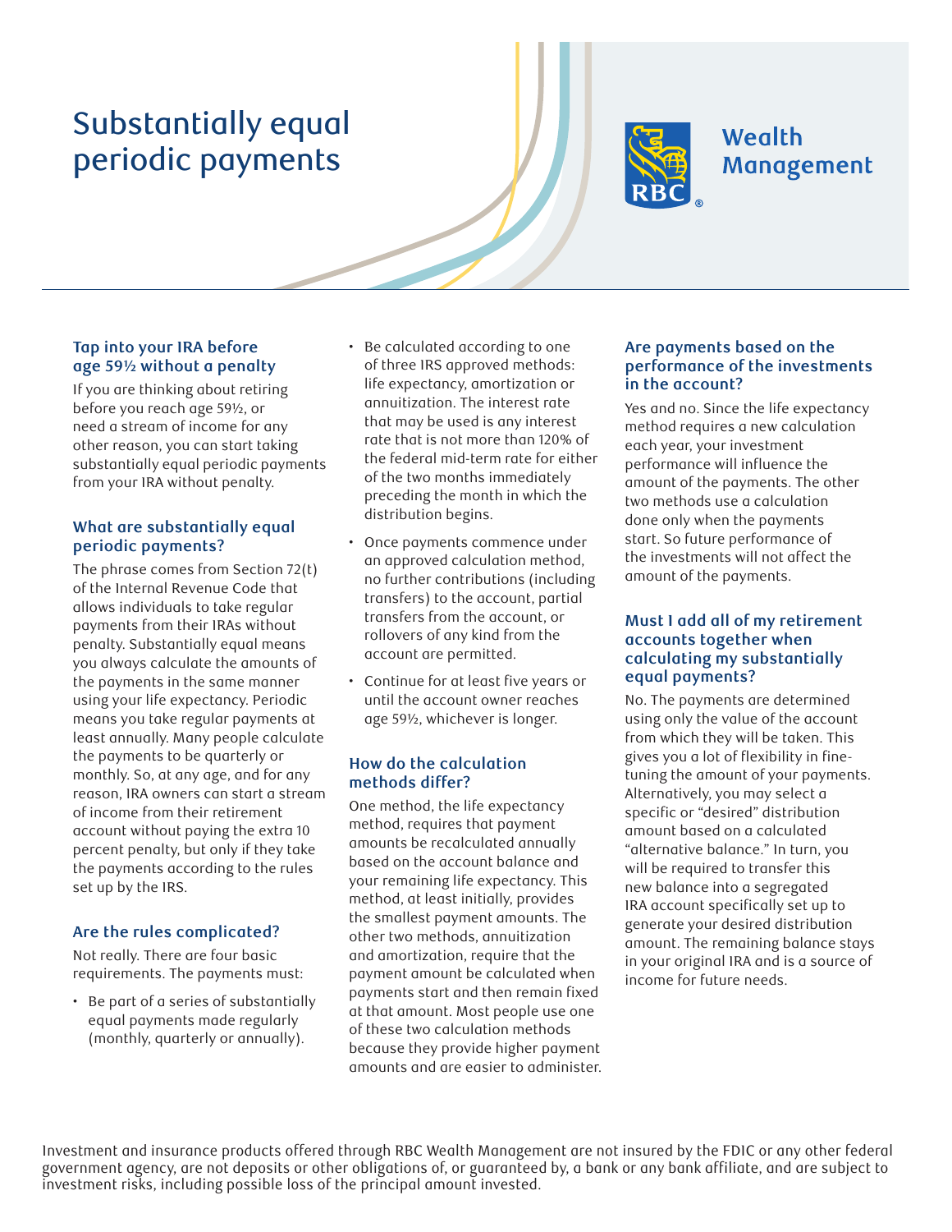# Substantially equal periodic payments

Wealth Management

### Tap into your IRA before age 59½ without a penalty

If you are thinking about retiring before you reach age 59½, or need a stream of income for any other reason, you can start taking substantially equal periodic payments from your IRA without penalty.

### What are substantially equal periodic payments?

The phrase comes from Section 72(t) of the Internal Revenue Code that allows individuals to take regular payments from their IRAs without penalty. Substantially equal means you always calculate the amounts of the payments in the same manner using your life expectancy. Periodic means you take regular payments at least annually. Many people calculate the payments to be quarterly or monthly. So, at any age, and for any reason, IRA owners can start a stream of income from their retirement account without paying the extra 10 percent penalty, but only if they take the payments according to the rules set up by the IRS.

### Are the rules complicated?

Not really. There are four basic requirements. The payments must:

- Be part of a series of substantially equal payments made regularly (monthly, quarterly or annually).
- Be calculated according to one of three IRS approved methods: life expectancy, amortization or annuitization. The interest rate that may be used is any interest rate that is not more than 120% of the federal mid-term rate for either of the two months immediately preceding the month in which the distribution begins.
- Once payments commence under an approved calculation method, no further contributions (including transfers) to the account, partial transfers from the account, or rollovers of any kind from the account are permitted.
- Continue for at least five years or until the account owner reaches age 59½, whichever is longer.

### How do the calculation methods differ?

One method, the life expectancy method, requires that payment amounts be recalculated annually based on the account balance and your remaining life expectancy. This method, at least initially, provides the smallest payment amounts. The other two methods, annuitization and amortization, require that the payment amount be calculated when payments start and then remain fixed at that amount. Most people use one of these two calculation methods because they provide higher payment amounts and are easier to administer.

### Are payments based on the performance of the investments in the account?

Yes and no. Since the life expectancy method requires a new calculation each year, your investment performance will influence the amount of the payments. The other two methods use a calculation done only when the payments start. So future performance of the investments will not affect the amount of the payments.

### Must I add all of my retirement accounts together when calculating my substantially equal payments?

No. The payments are determined using only the value of the account from which they will be taken. This gives you a lot of flexibility in fine-tuning the amount of your payments. Alternatively, you may select a specific or "desired" distribution amount based on a calculated "alternative balance." In turn, you will be required to transfer this new balance into a segregated IRA account specifically set up to generate your desired distribution amount. The remaining balance stays in your original IRA and is a source of income for future needs.

Investment and insurance products offered through RBC Wealth Management are not insured by the FDIC or any other federal government agency, are not deposits or other obligations of, or guaranteed by, a bank or any bank affiliate, and are subject to investment risks, including possible loss of the principal amount invested.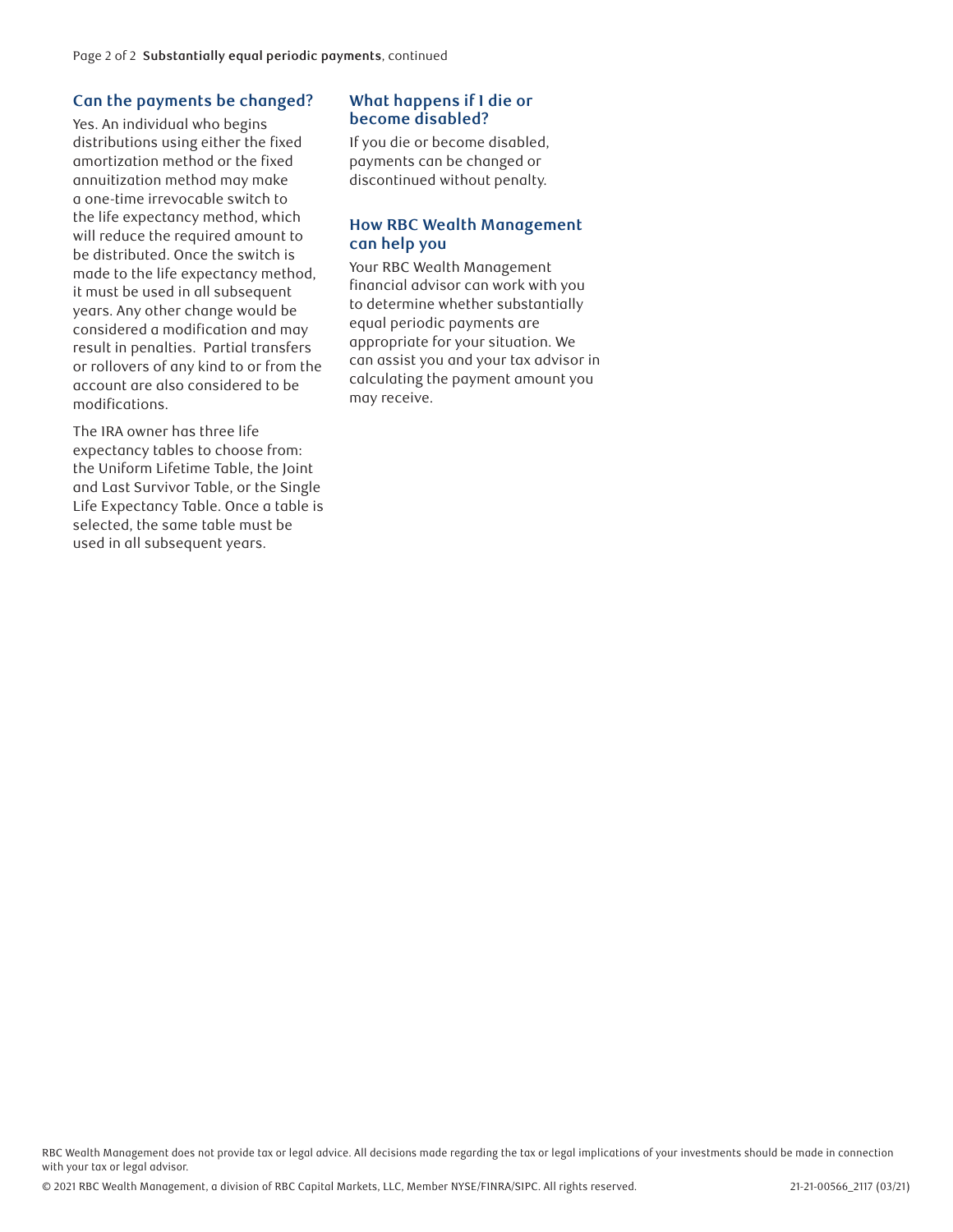## Can the payments be changed?

Yes. An individual who begins distributions using either the fixed amortization method or the fixed annuitization method may make a one-time irrevocable switch to the life expectancy method, which will reduce the required amount to be distributed. Once the switch is made to the life expectancy method, it must be used in all subsequent years. Any other change would be considered a modification and may result in penalties. Partial transfers or rollovers of any kind to or from the account are also considered to be modifications.

The IRA owner has three life expectancy tables to choose from: the Uniform Lifetime Table, the Joint and Last Survivor Table, or the Single Life Expectancy Table. Once a table is selected, the same table must be used in all subsequent years.

## What happens if I die or become disabled?

If you die or become disabled, payments can be changed or discontinued without penalty.

## How RBC Wealth Management can help you

Your RBC Wealth Management financial advisor can work with you to determine whether substantially equal periodic payments are appropriate for your situation. We can assist you and your tax advisor in calculating the payment amount you may receive.

RBC Wealth Management does not provide tax or legal advice. All decisions made regarding the tax or legal implications of your investments should be made in connection with your tax or legal advisor.

© 2021 RBC Wealth Management, a division of RBC Capital Markets, LLC, Member NYSE/FINRA/SIPC. All rights reserved. 21-21-00566_2117 (03/21)